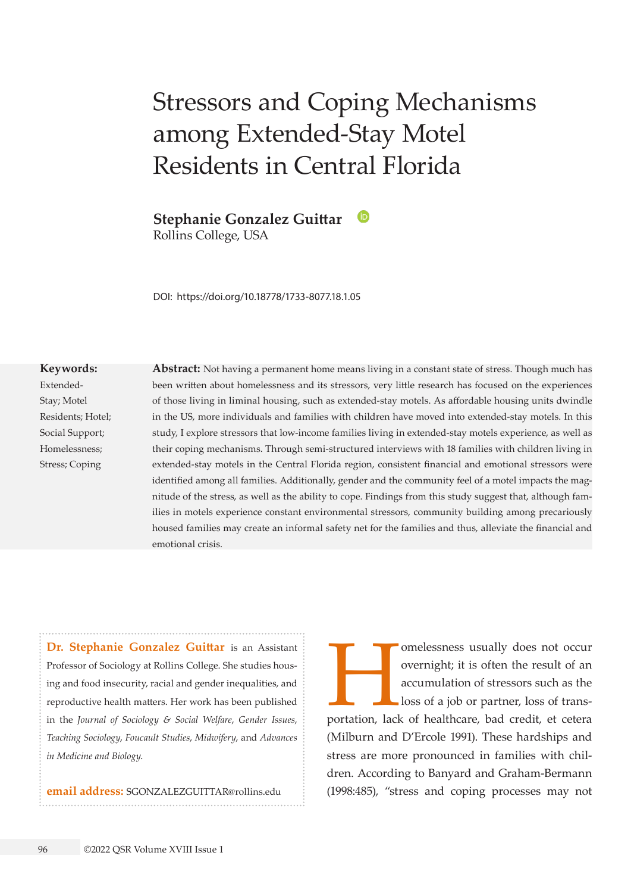# Stressors and Coping Mechanisms among Extended-Stay Motel Residents in Central Florida

**Stephanie Gonzalez Guittar**
Rollins College, USA

DOI: https://doi.org/10.18778/1733-8077.18.1.05

**Keywords:**
Extended-Stay; Motel Residents; Hotel; Social Support; Homelessness; Stress; Coping

**Abstract:** Not having a permanent home means living in a constant state of stress. Though much has been written about homelessness and its stressors, very little research has focused on the experiences of those living in liminal housing, such as extended-stay motels. As affordable housing units dwindle in the US, more individuals and families with children have moved into extended-stay motels. In this study, I explore stressors that low-income families living in extended-stay motels experience, as well as their coping mechanisms. Through semi-structured interviews with 18 families with children living in extended-stay motels in the Central Florida region, consistent financial and emotional stressors were identified among all families. Additionally, gender and the community feel of a motel impacts the magnitude of the stress, as well as the ability to cope. Findings from this study suggest that, although families in motels experience constant environmental stressors, community building among precariously housed families may create an informal safety net for the families and thus, alleviate the financial and emotional crisis.

**Dr. Stephanie Gonzalez Guittar** is an Assistant Professor of Sociology at Rollins College. She studies housing and food insecurity, racial and gender inequalities, and reproductive health matters. Her work has been published in the *Journal of Sociology & Social Welfare*, *Gender Issues*, *Teaching Sociology*, *Foucault Studies*, *Midwifery*, and *Advances in Medicine and Biology*.

**email address:** SGONZALEZGUITTAR@rollins.edu

Homelessness usually does not occur overnight; it is often the result of an accumulation of stressors such as the loss of a job or partner, loss of transportation, lack of healthcare, bad credit, et cetera (Milburn and D'Ercole 1991). These hardships and stress are more pronounced in families with children. According to Banyard and Graham-Bermann (1998:485), "stress and coping processes may not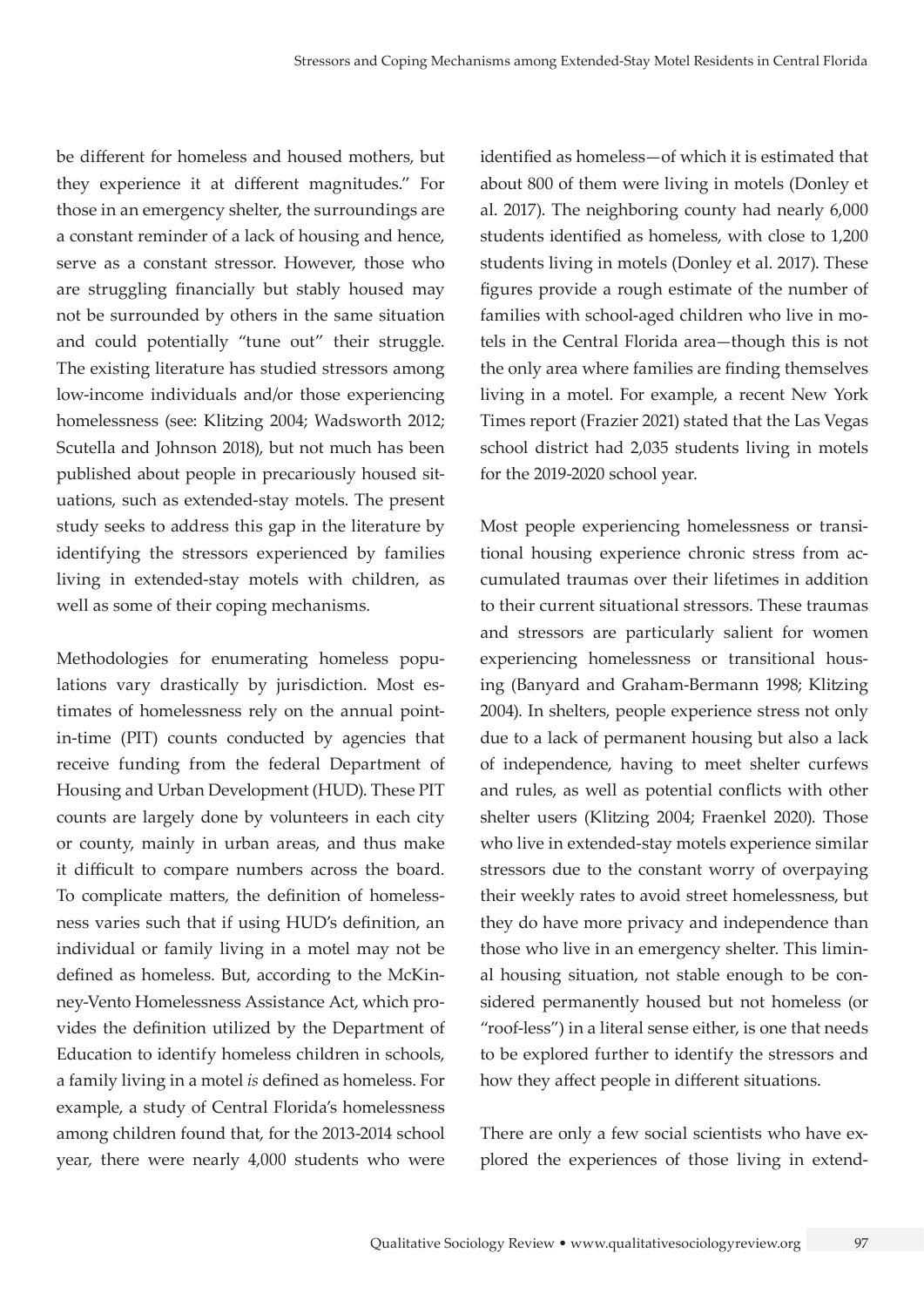be different for homeless and housed mothers, but they experience it at different magnitudes." For those in an emergency shelter, the surroundings are a constant reminder of a lack of housing and hence, serve as a constant stressor. However, those who are struggling financially but stably housed may not be surrounded by others in the same situation and could potentially "tune out" their struggle. The existing literature has studied stressors among low-income individuals and/or those experiencing homelessness (see: Klitzing 2004; Wadsworth 2012; Scutella and Johnson 2018), but not much has been published about people in precariously housed situations, such as extended-stay motels. The present study seeks to address this gap in the literature by identifying the stressors experienced by families living in extended-stay motels with children, as well as some of their coping mechanisms.

Methodologies for enumerating homeless populations vary drastically by jurisdiction. Most estimates of homelessness rely on the annual point-in-time (PIT) counts conducted by agencies that receive funding from the federal Department of Housing and Urban Development (HUD). These PIT counts are largely done by volunteers in each city or county, mainly in urban areas, and thus make it difficult to compare numbers across the board. To complicate matters, the definition of homelessness varies such that if using HUD's definition, an individual or family living in a motel may not be defined as homeless. But, according to the McKinney-Vento Homelessness Assistance Act, which provides the definition utilized by the Department of Education to identify homeless children in schools, a family living in a motel *is* defined as homeless. For example, a study of Central Florida's homelessness among children found that, for the 2013-2014 school year, there were nearly 4,000 students who were identified as homeless—of which it is estimated that about 800 of them were living in motels (Donley et al. 2017). The neighboring county had nearly 6,000 students identified as homeless, with close to 1,200 students living in motels (Donley et al. 2017). These figures provide a rough estimate of the number of families with school-aged children who live in motels in the Central Florida area—though this is not the only area where families are finding themselves living in a motel. For example, a recent New York Times report (Frazier 2021) stated that the Las Vegas school district had 2,035 students living in motels for the 2019-2020 school year.

Most people experiencing homelessness or transitional housing experience chronic stress from accumulated traumas over their lifetimes in addition to their current situational stressors. These traumas and stressors are particularly salient for women experiencing homelessness or transitional housing (Banyard and Graham-Bermann 1998; Klitzing 2004). In shelters, people experience stress not only due to a lack of permanent housing but also a lack of independence, having to meet shelter curfews and rules, as well as potential conflicts with other shelter users (Klitzing 2004; Fraenkel 2020). Those who live in extended-stay motels experience similar stressors due to the constant worry of overpaying their weekly rates to avoid street homelessness, but they do have more privacy and independence than those who live in an emergency shelter. This liminal housing situation, not stable enough to be considered permanently housed but not homeless (or "roof-less") in a literal sense either, is one that needs to be explored further to identify the stressors and how they affect people in different situations.

There are only a few social scientists who have explored the experiences of those living in extend-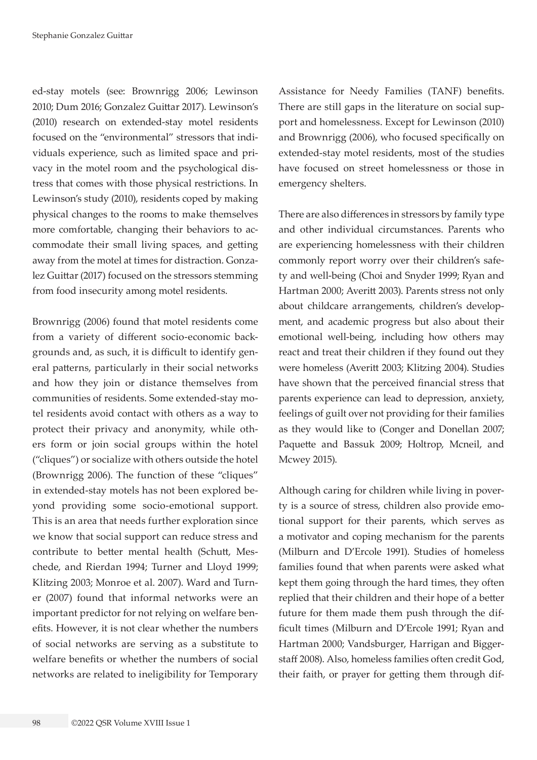ed-stay motels (see: Brownrigg 2006; Lewinson 2010; Dum 2016; Gonzalez Guittar 2017). Lewinson's (2010) research on extended-stay motel residents focused on the "environmental" stressors that individuals experience, such as limited space and privacy in the motel room and the psychological distress that comes with those physical restrictions. In Lewinson's study (2010), residents coped by making physical changes to the rooms to make themselves more comfortable, changing their behaviors to accommodate their small living spaces, and getting away from the motel at times for distraction. Gonzalez Guittar (2017) focused on the stressors stemming from food insecurity among motel residents.

Brownrigg (2006) found that motel residents come from a variety of different socio-economic backgrounds and, as such, it is difficult to identify general patterns, particularly in their social networks and how they join or distance themselves from communities of residents. Some extended-stay motel residents avoid contact with others as a way to protect their privacy and anonymity, while others form or join social groups within the hotel ("cliques") or socialize with others outside the hotel (Brownrigg 2006). The function of these "cliques" in extended-stay motels has not been explored beyond providing some socio-emotional support. This is an area that needs further exploration since we know that social support can reduce stress and contribute to better mental health (Schutt, Meschede, and Rierdan 1994; Turner and Lloyd 1999; Klitzing 2003; Monroe et al. 2007). Ward and Turner (2007) found that informal networks were an important predictor for not relying on welfare benefits. However, it is not clear whether the numbers of social networks are serving as a substitute to welfare benefits or whether the numbers of social networks are related to ineligibility for Temporary Assistance for Needy Families (TANF) benefits. There are still gaps in the literature on social support and homelessness. Except for Lewinson (2010) and Brownrigg (2006), who focused specifically on extended-stay motel residents, most of the studies have focused on street homelessness or those in emergency shelters.

There are also differences in stressors by family type and other individual circumstances. Parents who are experiencing homelessness with their children commonly report worry over their children's safety and well-being (Choi and Snyder 1999; Ryan and Hartman 2000; Averitt 2003). Parents stress not only about childcare arrangements, children's development, and academic progress but also about their emotional well-being, including how others may react and treat their children if they found out they were homeless (Averitt 2003; Klitzing 2004). Studies have shown that the perceived financial stress that parents experience can lead to depression, anxiety, feelings of guilt over not providing for their families as they would like to (Conger and Donellan 2007; Paquette and Bassuk 2009; Holtrop, Mcneil, and Mcwey 2015).

Although caring for children while living in poverty is a source of stress, children also provide emotional support for their parents, which serves as a motivator and coping mechanism for the parents (Milburn and D'Ercole 1991). Studies of homeless families found that when parents were asked what kept them going through the hard times, they often replied that their children and their hope of a better future for them made them push through the difficult times (Milburn and D'Ercole 1991; Ryan and Hartman 2000; Vandsburger, Harrigan and Biggerstaff 2008). Also, homeless families often credit God, their faith, or prayer for getting them through dif-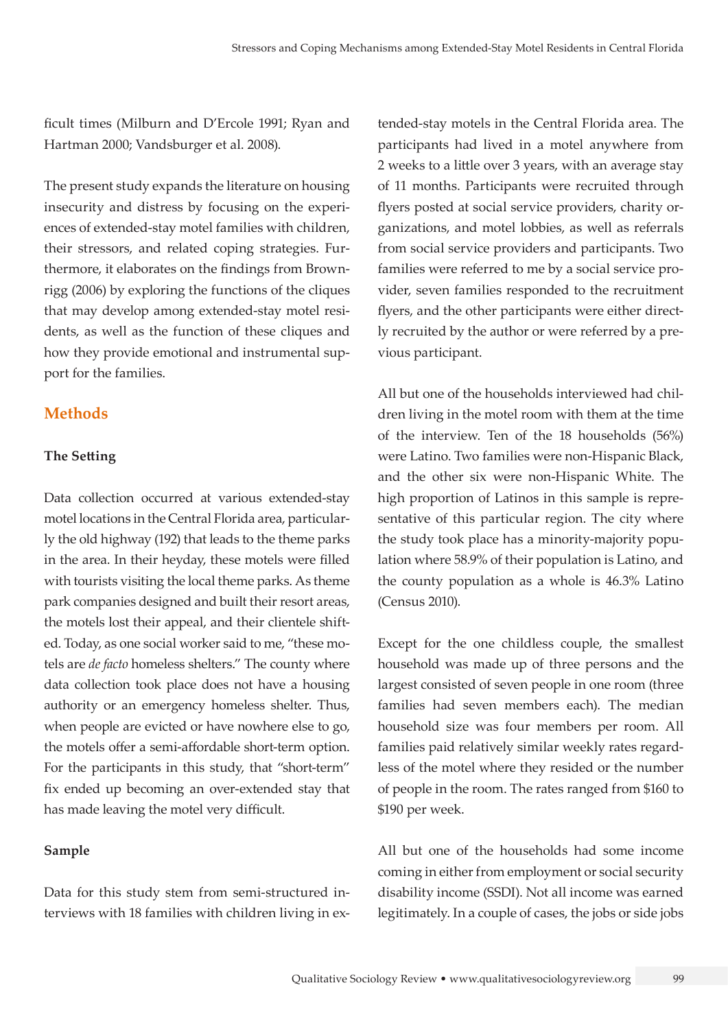ficult times (Milburn and D'Ercole 1991; Ryan and Hartman 2000; Vandsburger et al. 2008).

The present study expands the literature on housing insecurity and distress by focusing on the experiences of extended-stay motel families with children, their stressors, and related coping strategies. Furthermore, it elaborates on the findings from Brownrigg (2006) by exploring the functions of the cliques that may develop among extended-stay motel residents, as well as the function of these cliques and how they provide emotional and instrumental support for the families.

## Methods

### The Setting

Data collection occurred at various extended-stay motel locations in the Central Florida area, particularly the old highway (192) that leads to the theme parks in the area. In their heyday, these motels were filled with tourists visiting the local theme parks. As theme park companies designed and built their resort areas, the motels lost their appeal, and their clientele shifted. Today, as one social worker said to me, "these motels are *de facto* homeless shelters." The county where data collection took place does not have a housing authority or an emergency homeless shelter. Thus, when people are evicted or have nowhere else to go, the motels offer a semi-affordable short-term option. For the participants in this study, that "short-term" fix ended up becoming an over-extended stay that has made leaving the motel very difficult.

### Sample

Data for this study stem from semi-structured interviews with 18 families with children living in extended-stay motels in the Central Florida area. The participants had lived in a motel anywhere from 2 weeks to a little over 3 years, with an average stay of 11 months. Participants were recruited through flyers posted at social service providers, charity organizations, and motel lobbies, as well as referrals from social service providers and participants. Two families were referred to me by a social service provider, seven families responded to the recruitment flyers, and the other participants were either directly recruited by the author or were referred by a previous participant.

All but one of the households interviewed had children living in the motel room with them at the time of the interview. Ten of the 18 households (56%) were Latino. Two families were non-Hispanic Black, and the other six were non-Hispanic White. The high proportion of Latinos in this sample is representative of this particular region. The city where the study took place has a minority-majority population where 58.9% of their population is Latino, and the county population as a whole is 46.3% Latino (Census 2010).

Except for the one childless couple, the smallest household was made up of three persons and the largest consisted of seven people in one room (three families had seven members each). The median household size was four members per room. All families paid relatively similar weekly rates regardless of the motel where they resided or the number of people in the room. The rates ranged from $160 to $190 per week.

All but one of the households had some income coming in either from employment or social security disability income (SSDI). Not all income was earned legitimately. In a couple of cases, the jobs or side jobs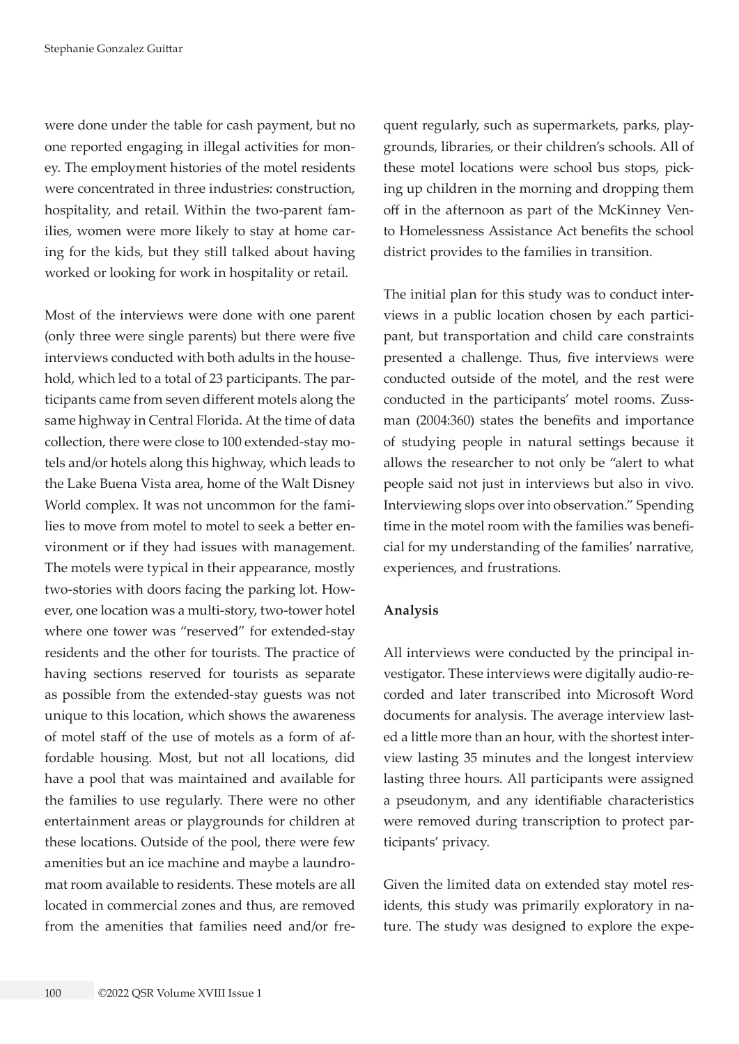were done under the table for cash payment, but no one reported engaging in illegal activities for money. The employment histories of the motel residents were concentrated in three industries: construction, hospitality, and retail. Within the two-parent families, women were more likely to stay at home caring for the kids, but they still talked about having worked or looking for work in hospitality or retail.

Most of the interviews were done with one parent (only three were single parents) but there were five interviews conducted with both adults in the household, which led to a total of 23 participants. The participants came from seven different motels along the same highway in Central Florida. At the time of data collection, there were close to 100 extended-stay motels and/or hotels along this highway, which leads to the Lake Buena Vista area, home of the Walt Disney World complex. It was not uncommon for the families to move from motel to motel to seek a better environment or if they had issues with management. The motels were typical in their appearance, mostly two-stories with doors facing the parking lot. However, one location was a multi-story, two-tower hotel where one tower was "reserved" for extended-stay residents and the other for tourists. The practice of having sections reserved for tourists as separate as possible from the extended-stay guests was not unique to this location, which shows the awareness of motel staff of the use of motels as a form of affordable housing. Most, but not all locations, did have a pool that was maintained and available for the families to use regularly. There were no other entertainment areas or playgrounds for children at these locations. Outside of the pool, there were few amenities but an ice machine and maybe a laundromat room available to residents. These motels are all located in commercial zones and thus, are removed from the amenities that families need and/or frequent regularly, such as supermarkets, parks, playgrounds, libraries, or their children's schools. All of these motel locations were school bus stops, picking up children in the morning and dropping them off in the afternoon as part of the McKinney Vento Homelessness Assistance Act benefits the school district provides to the families in transition.

The initial plan for this study was to conduct interviews in a public location chosen by each participant, but transportation and child care constraints presented a challenge. Thus, five interviews were conducted outside of the motel, and the rest were conducted in the participants' motel rooms. Zussman (2004:360) states the benefits and importance of studying people in natural settings because it allows the researcher to not only be "alert to what people said not just in interviews but also in vivo. Interviewing slops over into observation." Spending time in the motel room with the families was beneficial for my understanding of the families' narrative, experiences, and frustrations.

**Analysis**

All interviews were conducted by the principal investigator. These interviews were digitally audio-recorded and later transcribed into Microsoft Word documents for analysis. The average interview lasted a little more than an hour, with the shortest interview lasting 35 minutes and the longest interview lasting three hours. All participants were assigned a pseudonym, and any identifiable characteristics were removed during transcription to protect participants' privacy.

Given the limited data on extended stay motel residents, this study was primarily exploratory in nature. The study was designed to explore the expe-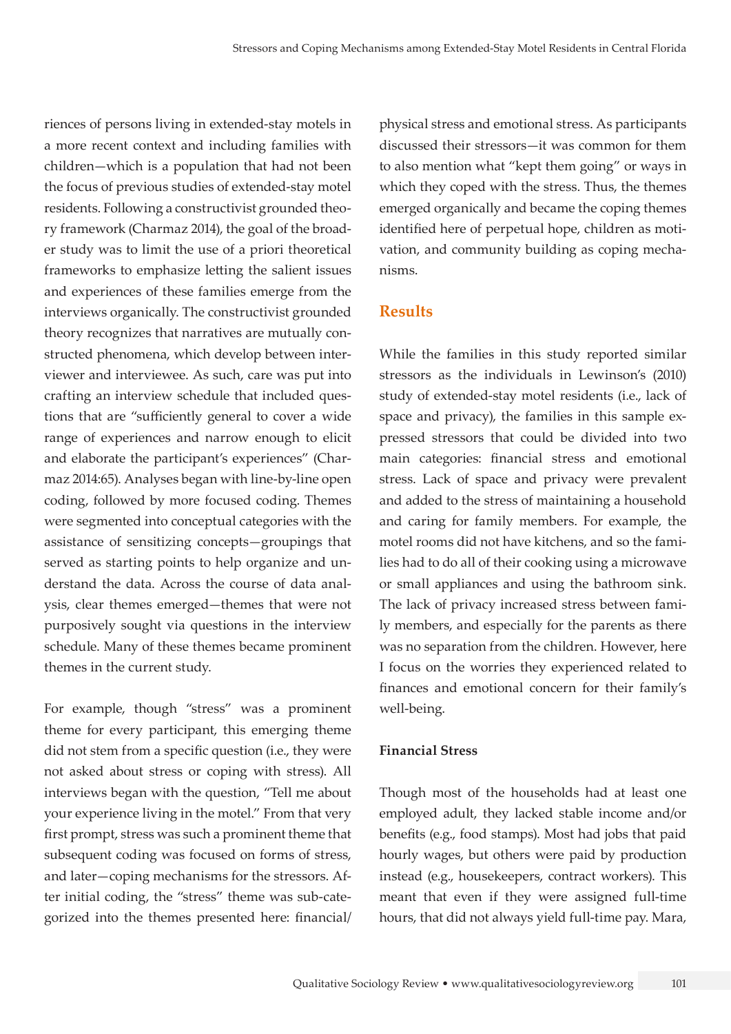riences of persons living in extended-stay motels in a more recent context and including families with children—which is a population that had not been the focus of previous studies of extended-stay motel residents. Following a constructivist grounded theory framework (Charmaz 2014), the goal of the broader study was to limit the use of a priori theoretical frameworks to emphasize letting the salient issues and experiences of these families emerge from the interviews organically. The constructivist grounded theory recognizes that narratives are mutually constructed phenomena, which develop between interviewer and interviewee. As such, care was put into crafting an interview schedule that included questions that are "sufficiently general to cover a wide range of experiences and narrow enough to elicit and elaborate the participant's experiences" (Charmaz 2014:65). Analyses began with line-by-line open coding, followed by more focused coding. Themes were segmented into conceptual categories with the assistance of sensitizing concepts—groupings that served as starting points to help organize and understand the data. Across the course of data analysis, clear themes emerged—themes that were not purposively sought via questions in the interview schedule. Many of these themes became prominent themes in the current study.

For example, though "stress" was a prominent theme for every participant, this emerging theme did not stem from a specific question (i.e., they were not asked about stress or coping with stress). All interviews began with the question, "Tell me about your experience living in the motel." From that very first prompt, stress was such a prominent theme that subsequent coding was focused on forms of stress, and later—coping mechanisms for the stressors. After initial coding, the "stress" theme was sub-categorized into the themes presented here: financial/physical stress and emotional stress. As participants discussed their stressors—it was common for them to also mention what "kept them going" or ways in which they coped with the stress. Thus, the themes emerged organically and became the coping themes identified here of perpetual hope, children as motivation, and community building as coping mechanisms.

## Results

While the families in this study reported similar stressors as the individuals in Lewinson's (2010) study of extended-stay motel residents (i.e., lack of space and privacy), the families in this sample expressed stressors that could be divided into two main categories: financial stress and emotional stress. Lack of space and privacy were prevalent and added to the stress of maintaining a household and caring for family members. For example, the motel rooms did not have kitchens, and so the families had to do all of their cooking using a microwave or small appliances and using the bathroom sink. The lack of privacy increased stress between family members, and especially for the parents as there was no separation from the children. However, here I focus on the worries they experienced related to finances and emotional concern for their family's well-being.

### Financial Stress

Though most of the households had at least one employed adult, they lacked stable income and/or benefits (e.g., food stamps). Most had jobs that paid hourly wages, but others were paid by production instead (e.g., housekeepers, contract workers). This meant that even if they were assigned full-time hours, that did not always yield full-time pay. Mara,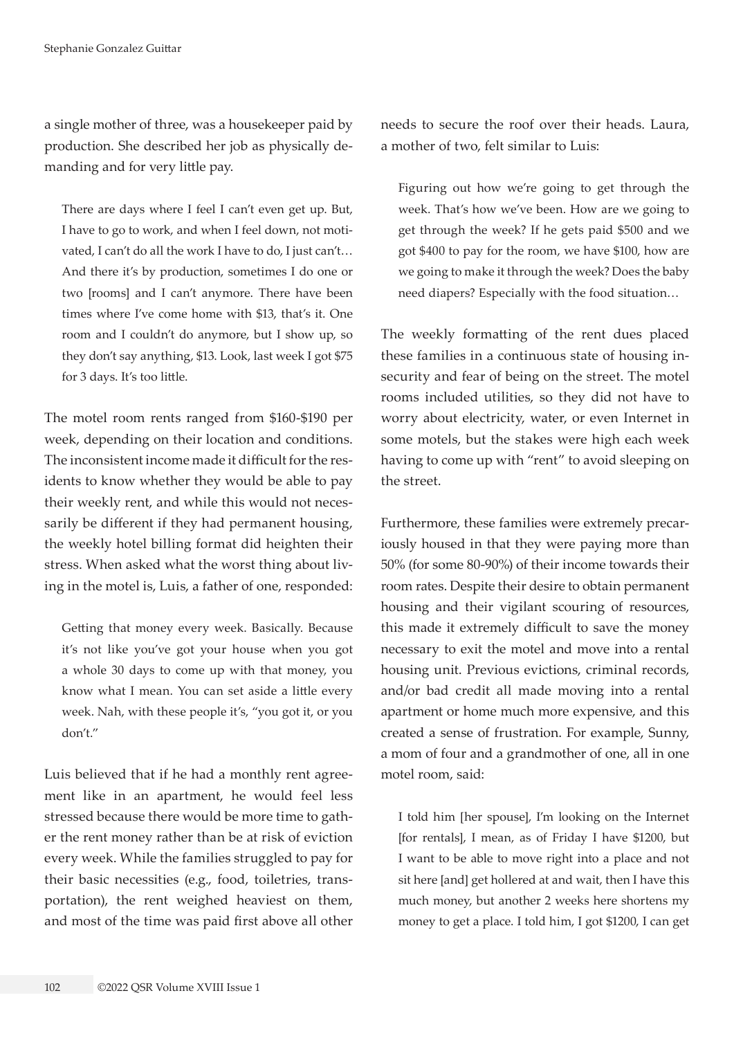a single mother of three, was a housekeeper paid by production. She described her job as physically demanding and for very little pay.

> There are days where I feel I can't even get up. But, I have to go to work, and when I feel down, not motivated, I can't do all the work I have to do, I just can't… And there it's by production, sometimes I do one or two [rooms] and I can't anymore. There have been times where I've come home with $13, that's it. One room and I couldn't do anymore, but I show up, so they don't say anything, $13. Look, last week I got $75 for 3 days. It's too little.

The motel room rents ranged from $160-$190 per week, depending on their location and conditions. The inconsistent income made it difficult for the residents to know whether they would be able to pay their weekly rent, and while this would not necessarily be different if they had permanent housing, the weekly hotel billing format did heighten their stress. When asked what the worst thing about living in the motel is, Luis, a father of one, responded:

> Getting that money every week. Basically. Because it's not like you've got your house when you got a whole 30 days to come up with that money, you know what I mean. You can set aside a little every week. Nah, with these people it's, "you got it, or you don't."

Luis believed that if he had a monthly rent agreement like in an apartment, he would feel less stressed because there would be more time to gather the rent money rather than be at risk of eviction every week. While the families struggled to pay for their basic necessities (e.g., food, toiletries, transportation), the rent weighed heaviest on them, and most of the time was paid first above all other needs to secure the roof over their heads. Laura, a mother of two, felt similar to Luis:

> Figuring out how we're going to get through the week. That's how we've been. How are we going to get through the week? If he gets paid $500 and we got $400 to pay for the room, we have $100, how are we going to make it through the week? Does the baby need diapers? Especially with the food situation…

The weekly formatting of the rent dues placed these families in a continuous state of housing insecurity and fear of being on the street. The motel rooms included utilities, so they did not have to worry about electricity, water, or even Internet in some motels, but the stakes were high each week having to come up with "rent" to avoid sleeping on the street.

Furthermore, these families were extremely precariously housed in that they were paying more than 50% (for some 80-90%) of their income towards their room rates. Despite their desire to obtain permanent housing and their vigilant scouring of resources, this made it extremely difficult to save the money necessary to exit the motel and move into a rental housing unit. Previous evictions, criminal records, and/or bad credit all made moving into a rental apartment or home much more expensive, and this created a sense of frustration. For example, Sunny, a mom of four and a grandmother of one, all in one motel room, said:

> I told him [her spouse], I'm looking on the Internet [for rentals], I mean, as of Friday I have $1200, but I want to be able to move right into a place and not sit here [and] get hollered at and wait, then I have this much money, but another 2 weeks here shortens my money to get a place. I told him, I got $1200, I can get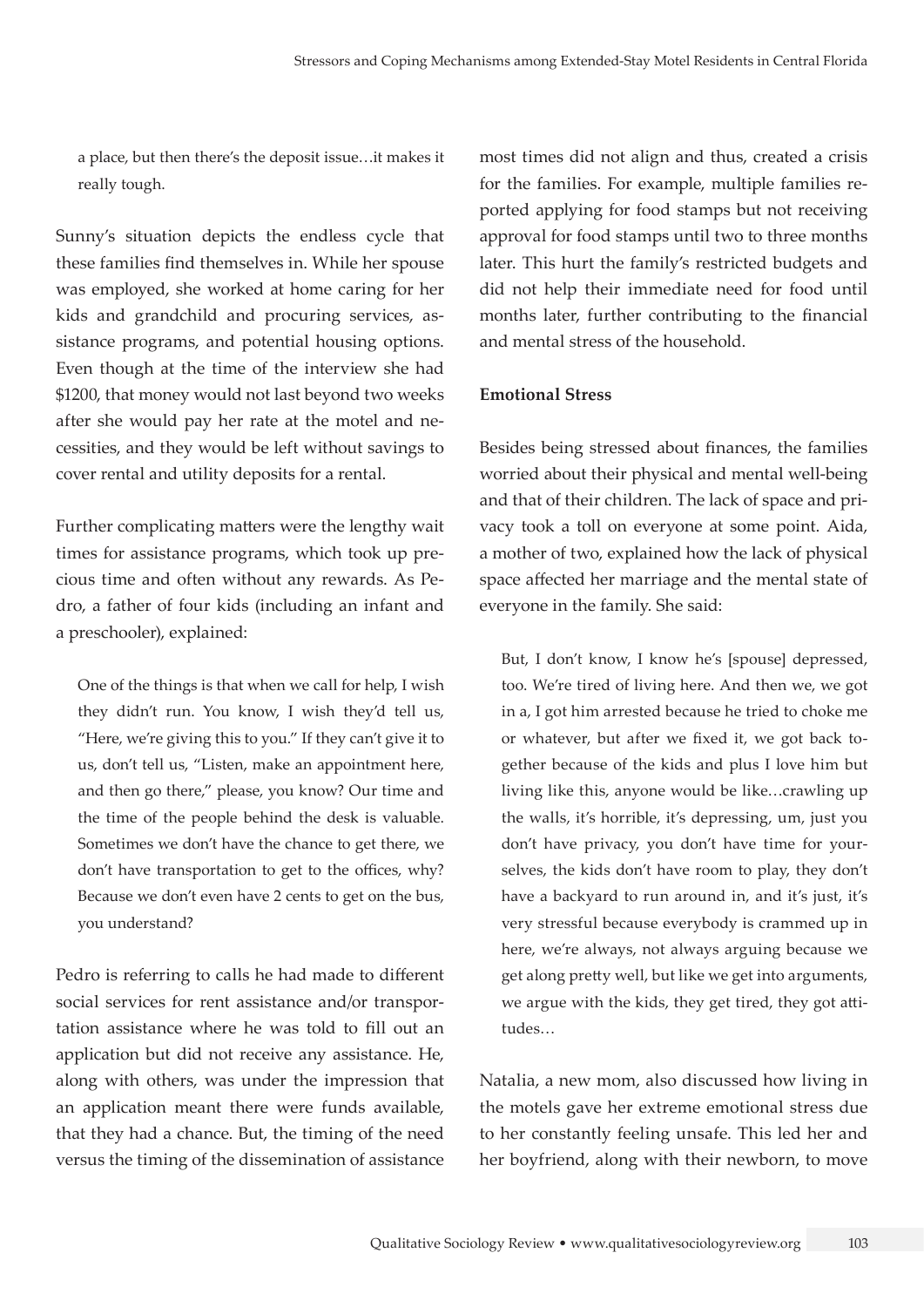a place, but then there's the deposit issue…it makes it really tough.

Sunny's situation depicts the endless cycle that these families find themselves in. While her spouse was employed, she worked at home caring for her kids and grandchild and procuring services, assistance programs, and potential housing options. Even though at the time of the interview she had $1200, that money would not last beyond two weeks after she would pay her rate at the motel and necessities, and they would be left without savings to cover rental and utility deposits for a rental.

Further complicating matters were the lengthy wait times for assistance programs, which took up precious time and often without any rewards. As Pedro, a father of four kids (including an infant and a preschooler), explained:

> One of the things is that when we call for help, I wish they didn't run. You know, I wish they'd tell us, "Here, we're giving this to you." If they can't give it to us, don't tell us, "Listen, make an appointment here, and then go there," please, you know? Our time and the time of the people behind the desk is valuable. Sometimes we don't have the chance to get there, we don't have transportation to get to the offices, why? Because we don't even have 2 cents to get on the bus, you understand?

Pedro is referring to calls he had made to different social services for rent assistance and/or transportation assistance where he was told to fill out an application but did not receive any assistance. He, along with others, was under the impression that an application meant there were funds available, that they had a chance. But, the timing of the need versus the timing of the dissemination of assistance most times did not align and thus, created a crisis for the families. For example, multiple families reported applying for food stamps but not receiving approval for food stamps until two to three months later. This hurt the family's restricted budgets and did not help their immediate need for food until months later, further contributing to the financial and mental stress of the household.

**Emotional Stress**

Besides being stressed about finances, the families worried about their physical and mental well-being and that of their children. The lack of space and privacy took a toll on everyone at some point. Aida, a mother of two, explained how the lack of physical space affected her marriage and the mental state of everyone in the family. She said:

> But, I don't know, I know he's [spouse] depressed, too. We're tired of living here. And then we, we got in a, I got him arrested because he tried to choke me or whatever, but after we fixed it, we got back together because of the kids and plus I love him but living like this, anyone would be like…crawling up the walls, it's horrible, it's depressing, um, just you don't have privacy, you don't have time for yourselves, the kids don't have room to play, they don't have a backyard to run around in, and it's just, it's very stressful because everybody is crammed up in here, we're always, not always arguing because we get along pretty well, but like we get into arguments, we argue with the kids, they get tired, they got attitudes…

Natalia, a new mom, also discussed how living in the motels gave her extreme emotional stress due to her constantly feeling unsafe. This led her and her boyfriend, along with their newborn, to move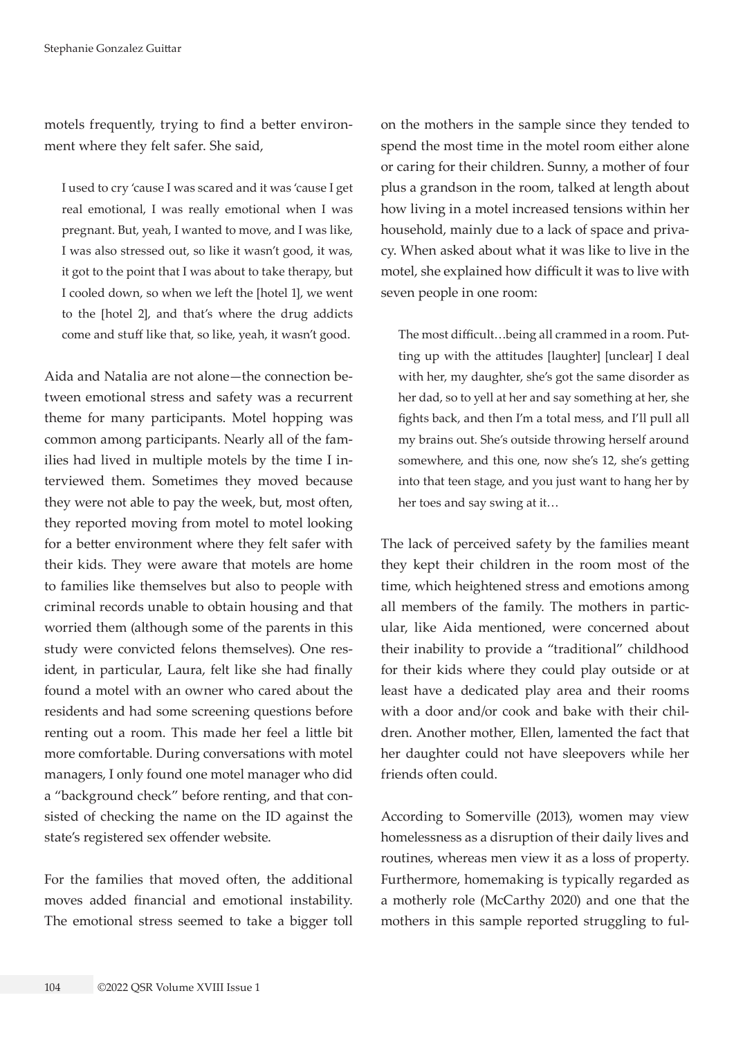motels frequently, trying to find a better environment where they felt safer. She said,

> I used to cry 'cause I was scared and it was 'cause I get real emotional, I was really emotional when I was pregnant. But, yeah, I wanted to move, and I was like, I was also stressed out, so like it wasn't good, it was, it got to the point that I was about to take therapy, but I cooled down, so when we left the [hotel 1], we went to the [hotel 2], and that's where the drug addicts come and stuff like that, so like, yeah, it wasn't good.

Aida and Natalia are not alone—the connection between emotional stress and safety was a recurrent theme for many participants. Motel hopping was common among participants. Nearly all of the families had lived in multiple motels by the time I interviewed them. Sometimes they moved because they were not able to pay the week, but, most often, they reported moving from motel to motel looking for a better environment where they felt safer with their kids. They were aware that motels are home to families like themselves but also to people with criminal records unable to obtain housing and that worried them (although some of the parents in this study were convicted felons themselves). One resident, in particular, Laura, felt like she had finally found a motel with an owner who cared about the residents and had some screening questions before renting out a room. This made her feel a little bit more comfortable. During conversations with motel managers, I only found one motel manager who did a "background check" before renting, and that consisted of checking the name on the ID against the state's registered sex offender website.

For the families that moved often, the additional moves added financial and emotional instability. The emotional stress seemed to take a bigger toll on the mothers in the sample since they tended to spend the most time in the motel room either alone or caring for their children. Sunny, a mother of four plus a grandson in the room, talked at length about how living in a motel increased tensions within her household, mainly due to a lack of space and privacy. When asked about what it was like to live in the motel, she explained how difficult it was to live with seven people in one room:

> The most difficult…being all crammed in a room. Putting up with the attitudes [laughter] [unclear] I deal with her, my daughter, she's got the same disorder as her dad, so to yell at her and say something at her, she fights back, and then I'm a total mess, and I'll pull all my brains out. She's outside throwing herself around somewhere, and this one, now she's 12, she's getting into that teen stage, and you just want to hang her by her toes and say swing at it…

The lack of perceived safety by the families meant they kept their children in the room most of the time, which heightened stress and emotions among all members of the family. The mothers in particular, like Aida mentioned, were concerned about their inability to provide a "traditional" childhood for their kids where they could play outside or at least have a dedicated play area and their rooms with a door and/or cook and bake with their children. Another mother, Ellen, lamented the fact that her daughter could not have sleepovers while her friends often could.

According to Somerville (2013), women may view homelessness as a disruption of their daily lives and routines, whereas men view it as a loss of property. Furthermore, homemaking is typically regarded as a motherly role (McCarthy 2020) and one that the mothers in this sample reported struggling to ful-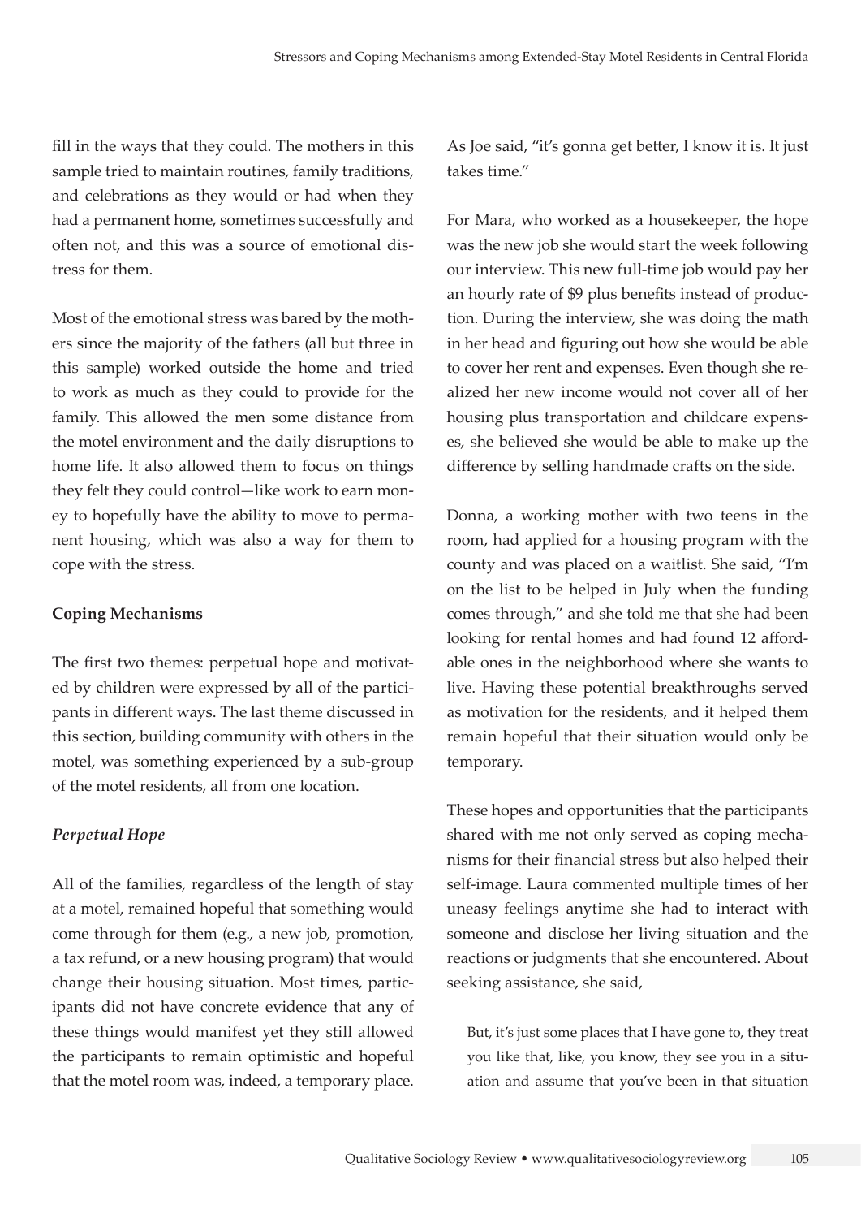fill in the ways that they could. The mothers in this sample tried to maintain routines, family traditions, and celebrations as they would or had when they had a permanent home, sometimes successfully and often not, and this was a source of emotional distress for them.

Most of the emotional stress was bared by the mothers since the majority of the fathers (all but three in this sample) worked outside the home and tried to work as much as they could to provide for the family. This allowed the men some distance from the motel environment and the daily disruptions to home life. It also allowed them to focus on things they felt they could control—like work to earn money to hopefully have the ability to move to permanent housing, which was also a way for them to cope with the stress.

**Coping Mechanisms**

The first two themes: perpetual hope and motivated by children were expressed by all of the participants in different ways. The last theme discussed in this section, building community with others in the motel, was something experienced by a sub-group of the motel residents, all from one location.

***Perpetual Hope***

All of the families, regardless of the length of stay at a motel, remained hopeful that something would come through for them (e.g., a new job, promotion, a tax refund, or a new housing program) that would change their housing situation. Most times, participants did not have concrete evidence that any of these things would manifest yet they still allowed the participants to remain optimistic and hopeful that the motel room was, indeed, a temporary place. As Joe said, "it's gonna get better, I know it is. It just takes time."

For Mara, who worked as a housekeeper, the hope was the new job she would start the week following our interview. This new full-time job would pay her an hourly rate of $9 plus benefits instead of production. During the interview, she was doing the math in her head and figuring out how she would be able to cover her rent and expenses. Even though she realized her new income would not cover all of her housing plus transportation and childcare expenses, she believed she would be able to make up the difference by selling handmade crafts on the side.

Donna, a working mother with two teens in the room, had applied for a housing program with the county and was placed on a waitlist. She said, "I'm on the list to be helped in July when the funding comes through," and she told me that she had been looking for rental homes and had found 12 affordable ones in the neighborhood where she wants to live. Having these potential breakthroughs served as motivation for the residents, and it helped them remain hopeful that their situation would only be temporary.

These hopes and opportunities that the participants shared with me not only served as coping mechanisms for their financial stress but also helped their self-image. Laura commented multiple times of her uneasy feelings anytime she had to interact with someone and disclose her living situation and the reactions or judgments that she encountered. About seeking assistance, she said,

> But, it's just some places that I have gone to, they treat you like that, like, you know, they see you in a situation and assume that you've been in that situation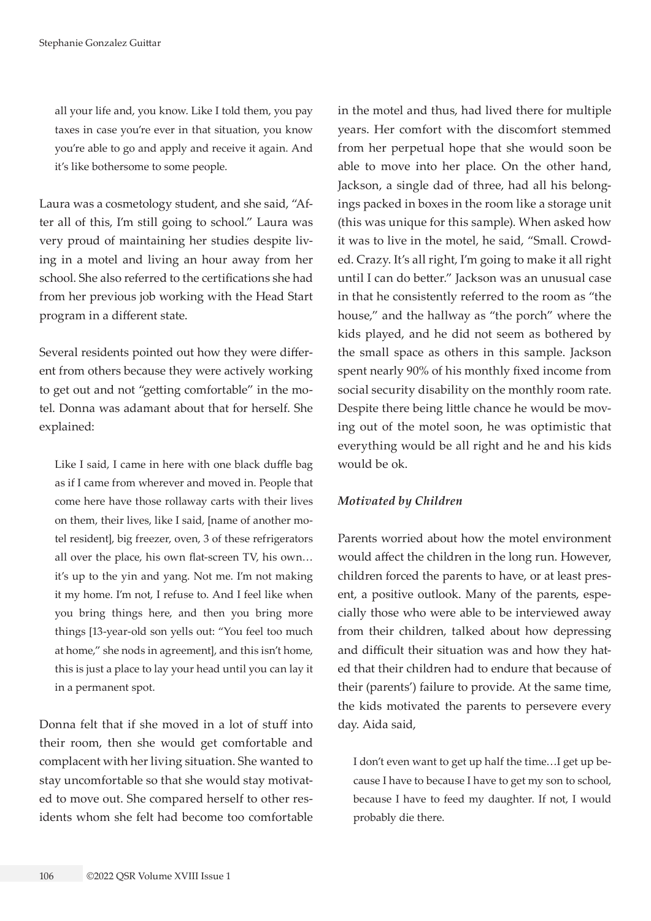> all your life and, you know. Like I told them, you pay taxes in case you're ever in that situation, you know you're able to go and apply and receive it again. And it's like bothersome to some people.

Laura was a cosmetology student, and she said, "After all of this, I'm still going to school." Laura was very proud of maintaining her studies despite living in a motel and living an hour away from her school. She also referred to the certifications she had from her previous job working with the Head Start program in a different state.

Several residents pointed out how they were different from others because they were actively working to get out and not "getting comfortable" in the motel. Donna was adamant about that for herself. She explained:

> Like I said, I came in here with one black duffle bag as if I came from wherever and moved in. People that come here have those rollaway carts with their lives on them, their lives, like I said, [name of another motel resident], big freezer, oven, 3 of these refrigerators all over the place, his own flat-screen TV, his own… it's up to the yin and yang. Not me. I'm not making it my home. I'm not, I refuse to. And I feel like when you bring things here, and then you bring more things [13-year-old son yells out: "You feel too much at home," she nods in agreement], and this isn't home, this is just a place to lay your head until you can lay it in a permanent spot.

Donna felt that if she moved in a lot of stuff into their room, then she would get comfortable and complacent with her living situation. She wanted to stay uncomfortable so that she would stay motivated to move out. She compared herself to other residents whom she felt had become too comfortable in the motel and thus, had lived there for multiple years. Her comfort with the discomfort stemmed from her perpetual hope that she would soon be able to move into her place. On the other hand, Jackson, a single dad of three, had all his belongings packed in boxes in the room like a storage unit (this was unique for this sample). When asked how it was to live in the motel, he said, "Small. Crowded. Crazy. It's all right, I'm going to make it all right until I can do better." Jackson was an unusual case in that he consistently referred to the room as "the house," and the hallway as "the porch" where the kids played, and he did not seem as bothered by the small space as others in this sample. Jackson spent nearly 90% of his monthly fixed income from social security disability on the monthly room rate. Despite there being little chance he would be moving out of the motel soon, he was optimistic that everything would be all right and he and his kids would be ok.

### *Motivated by Children*

Parents worried about how the motel environment would affect the children in the long run. However, children forced the parents to have, or at least present, a positive outlook. Many of the parents, especially those who were able to be interviewed away from their children, talked about how depressing and difficult their situation was and how they hated that their children had to endure that because of their (parents') failure to provide. At the same time, the kids motivated the parents to persevere every day. Aida said,

> I don't even want to get up half the time…I get up because I have to because I have to get my son to school, because I have to feed my daughter. If not, I would probably die there.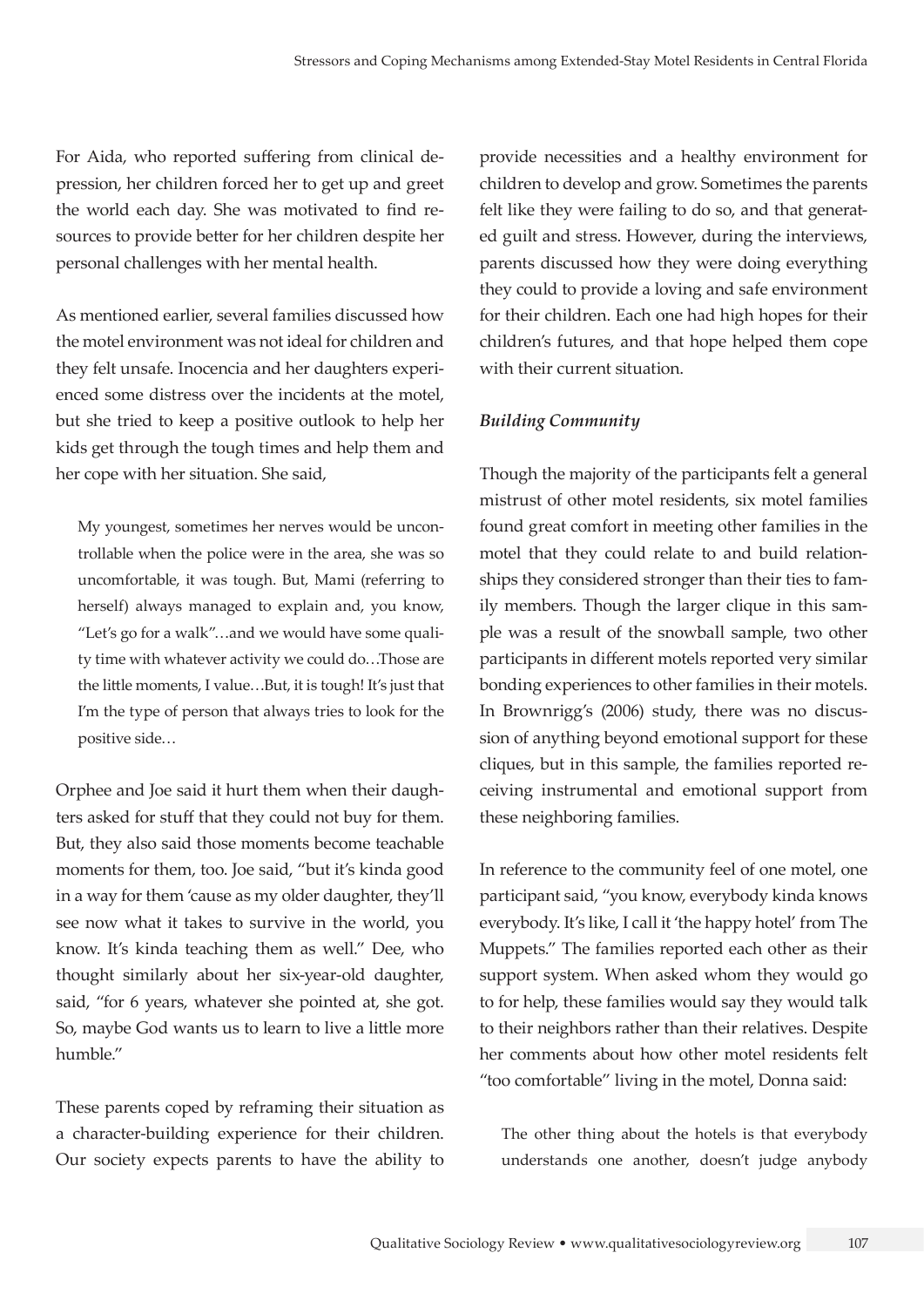For Aida, who reported suffering from clinical depression, her children forced her to get up and greet the world each day. She was motivated to find resources to provide better for her children despite her personal challenges with her mental health.

As mentioned earlier, several families discussed how the motel environment was not ideal for children and they felt unsafe. Inocencia and her daughters experienced some distress over the incidents at the motel, but she tried to keep a positive outlook to help her kids get through the tough times and help them and her cope with her situation. She said,

> My youngest, sometimes her nerves would be uncontrollable when the police were in the area, she was so uncomfortable, it was tough. But, Mami (referring to herself) always managed to explain and, you know, "Let's go for a walk"…and we would have some quality time with whatever activity we could do…Those are the little moments, I value…But, it is tough! It's just that I'm the type of person that always tries to look for the positive side…

Orphee and Joe said it hurt them when their daughters asked for stuff that they could not buy for them. But, they also said those moments become teachable moments for them, too. Joe said, "but it's kinda good in a way for them 'cause as my older daughter, they'll see now what it takes to survive in the world, you know. It's kinda teaching them as well." Dee, who thought similarly about her six-year-old daughter, said, "for 6 years, whatever she pointed at, she got. So, maybe God wants us to learn to live a little more humble."

These parents coped by reframing their situation as a character-building experience for their children. Our society expects parents to have the ability to provide necessities and a healthy environment for children to develop and grow. Sometimes the parents felt like they were failing to do so, and that generated guilt and stress. However, during the interviews, parents discussed how they were doing everything they could to provide a loving and safe environment for their children. Each one had high hopes for their children's futures, and that hope helped them cope with their current situation.

***Building Community***

Though the majority of the participants felt a general mistrust of other motel residents, six motel families found great comfort in meeting other families in the motel that they could relate to and build relationships they considered stronger than their ties to family members. Though the larger clique in this sample was a result of the snowball sample, two other participants in different motels reported very similar bonding experiences to other families in their motels. In Brownrigg's (2006) study, there was no discussion of anything beyond emotional support for these cliques, but in this sample, the families reported receiving instrumental and emotional support from these neighboring families.

In reference to the community feel of one motel, one participant said, "you know, everybody kinda knows everybody. It's like, I call it 'the happy hotel' from The Muppets." The families reported each other as their support system. When asked whom they would go to for help, these families would say they would talk to their neighbors rather than their relatives. Despite her comments about how other motel residents felt "too comfortable" living in the motel, Donna said:

> The other thing about the hotels is that everybody understands one another, doesn't judge anybody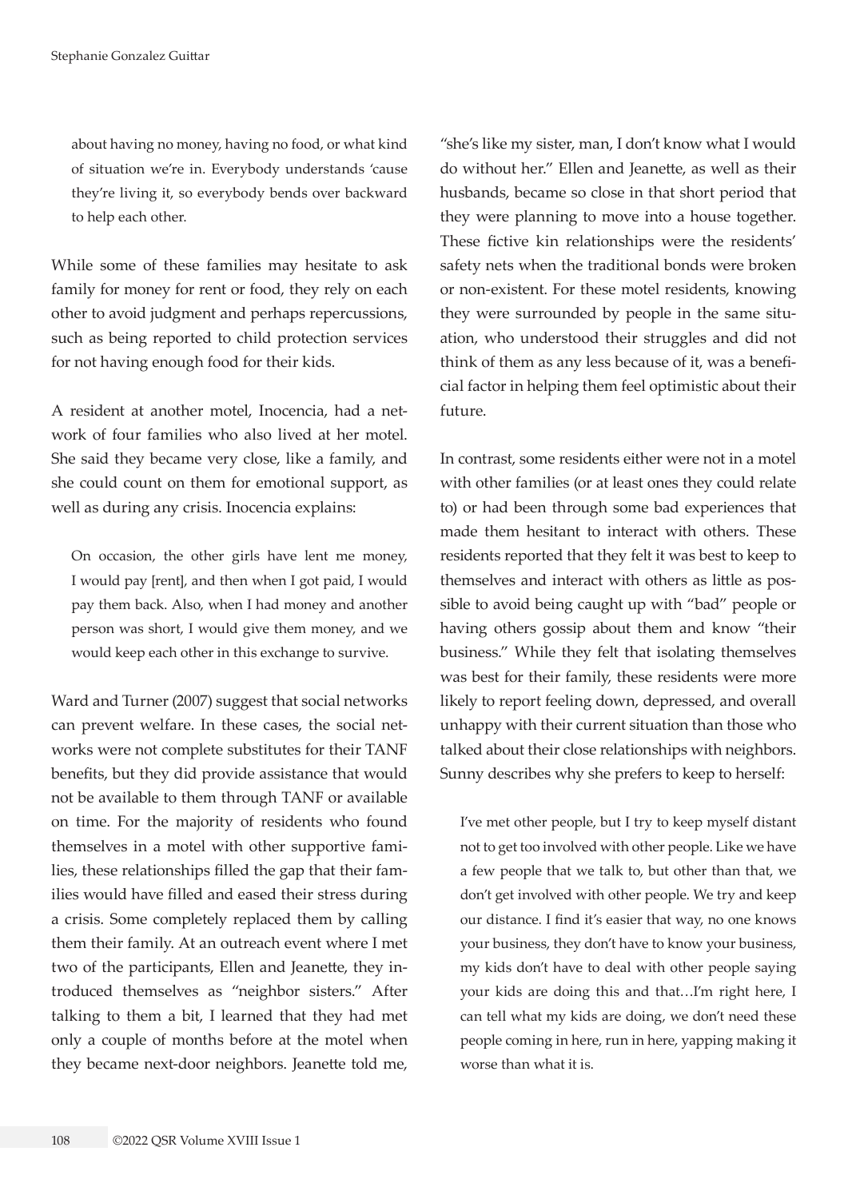> about having no money, having no food, or what kind of situation we're in. Everybody understands 'cause they're living it, so everybody bends over backward to help each other.

While some of these families may hesitate to ask family for money for rent or food, they rely on each other to avoid judgment and perhaps repercussions, such as being reported to child protection services for not having enough food for their kids.

A resident at another motel, Inocencia, had a network of four families who also lived at her motel. She said they became very close, like a family, and she could count on them for emotional support, as well as during any crisis. Inocencia explains:

> On occasion, the other girls have lent me money, I would pay [rent], and then when I got paid, I would pay them back. Also, when I had money and another person was short, I would give them money, and we would keep each other in this exchange to survive.

Ward and Turner (2007) suggest that social networks can prevent welfare. In these cases, the social networks were not complete substitutes for their TANF benefits, but they did provide assistance that would not be available to them through TANF or available on time. For the majority of residents who found themselves in a motel with other supportive families, these relationships filled the gap that their families would have filled and eased their stress during a crisis. Some completely replaced them by calling them their family. At an outreach event where I met two of the participants, Ellen and Jeanette, they introduced themselves as "neighbor sisters." After talking to them a bit, I learned that they had met only a couple of months before at the motel when they became next-door neighbors. Jeanette told me, "she's like my sister, man, I don't know what I would do without her." Ellen and Jeanette, as well as their husbands, became so close in that short period that they were planning to move into a house together. These fictive kin relationships were the residents' safety nets when the traditional bonds were broken or non-existent. For these motel residents, knowing they were surrounded by people in the same situation, who understood their struggles and did not think of them as any less because of it, was a beneficial factor in helping them feel optimistic about their future.

In contrast, some residents either were not in a motel with other families (or at least ones they could relate to) or had been through some bad experiences that made them hesitant to interact with others. These residents reported that they felt it was best to keep to themselves and interact with others as little as possible to avoid being caught up with "bad" people or having others gossip about them and know "their business." While they felt that isolating themselves was best for their family, these residents were more likely to report feeling down, depressed, and overall unhappy with their current situation than those who talked about their close relationships with neighbors. Sunny describes why she prefers to keep to herself:

> I've met other people, but I try to keep myself distant not to get too involved with other people. Like we have a few people that we talk to, but other than that, we don't get involved with other people. We try and keep our distance. I find it's easier that way, no one knows your business, they don't have to know your business, my kids don't have to deal with other people saying your kids are doing this and that…I'm right here, I can tell what my kids are doing, we don't need these people coming in here, run in here, yapping making it worse than what it is.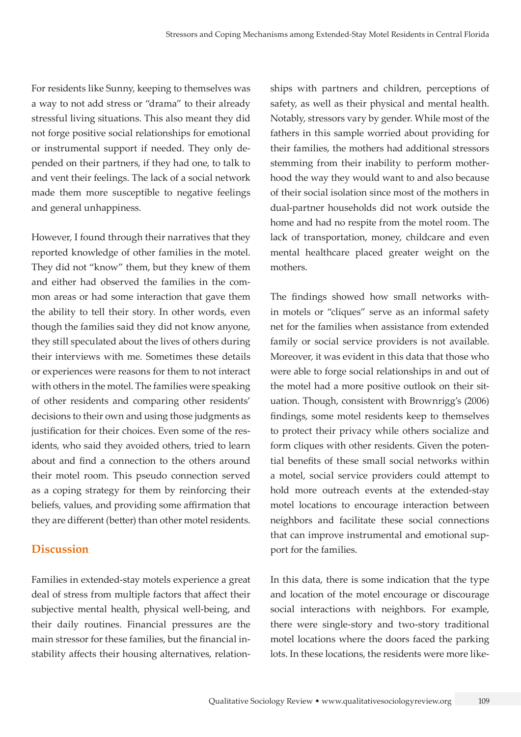For residents like Sunny, keeping to themselves was a way to not add stress or "drama" to their already stressful living situations. This also meant they did not forge positive social relationships for emotional or instrumental support if needed. They only depended on their partners, if they had one, to talk to and vent their feelings. The lack of a social network made them more susceptible to negative feelings and general unhappiness.

However, I found through their narratives that they reported knowledge of other families in the motel. They did not "know" them, but they knew of them and either had observed the families in the common areas or had some interaction that gave them the ability to tell their story. In other words, even though the families said they did not know anyone, they still speculated about the lives of others during their interviews with me. Sometimes these details or experiences were reasons for them to not interact with others in the motel. The families were speaking of other residents and comparing other residents' decisions to their own and using those judgments as justification for their choices. Even some of the residents, who said they avoided others, tried to learn about and find a connection to the others around their motel room. This pseudo connection served as a coping strategy for them by reinforcing their beliefs, values, and providing some affirmation that they are different (better) than other motel residents.

## Discussion

Families in extended-stay motels experience a great deal of stress from multiple factors that affect their subjective mental health, physical well-being, and their daily routines. Financial pressures are the main stressor for these families, but the financial instability affects their housing alternatives, relationships with partners and children, perceptions of safety, as well as their physical and mental health. Notably, stressors vary by gender. While most of the fathers in this sample worried about providing for their families, the mothers had additional stressors stemming from their inability to perform motherhood the way they would want to and also because of their social isolation since most of the mothers in dual-partner households did not work outside the home and had no respite from the motel room. The lack of transportation, money, childcare and even mental healthcare placed greater weight on the mothers.

The findings showed how small networks within motels or "cliques" serve as an informal safety net for the families when assistance from extended family or social service providers is not available. Moreover, it was evident in this data that those who were able to forge social relationships in and out of the motel had a more positive outlook on their situation. Though, consistent with Brownrigg's (2006) findings, some motel residents keep to themselves to protect their privacy while others socialize and form cliques with other residents. Given the potential benefits of these small social networks within a motel, social service providers could attempt to hold more outreach events at the extended-stay motel locations to encourage interaction between neighbors and facilitate these social connections that can improve instrumental and emotional support for the families.

In this data, there is some indication that the type and location of the motel encourage or discourage social interactions with neighbors. For example, there were single-story and two-story traditional motel locations where the doors faced the parking lots. In these locations, the residents were more like-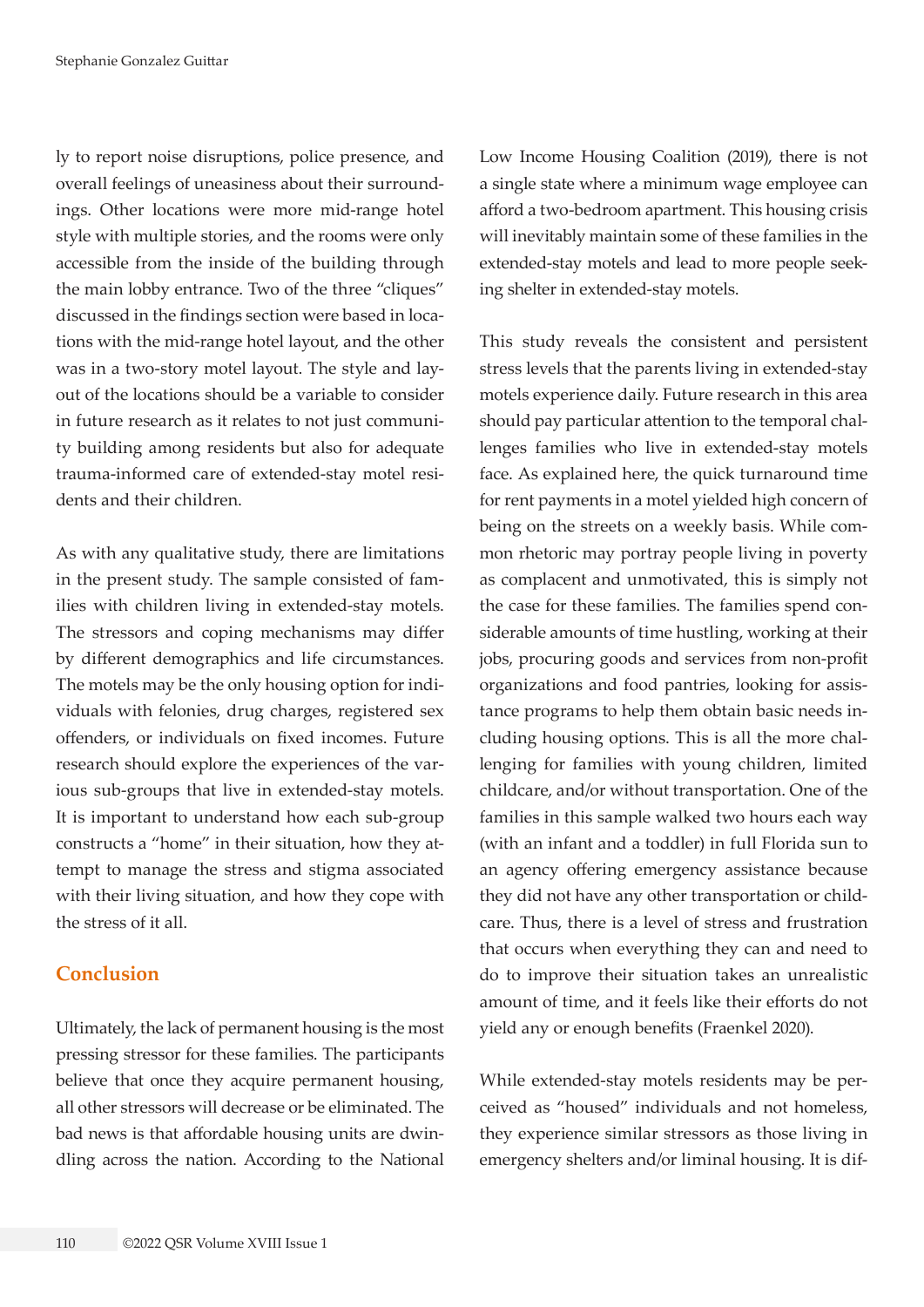ly to report noise disruptions, police presence, and overall feelings of uneasiness about their surroundings. Other locations were more mid-range hotel style with multiple stories, and the rooms were only accessible from the inside of the building through the main lobby entrance. Two of the three "cliques" discussed in the findings section were based in locations with the mid-range hotel layout, and the other was in a two-story motel layout. The style and layout of the locations should be a variable to consider in future research as it relates to not just community building among residents but also for adequate trauma-informed care of extended-stay motel residents and their children.

As with any qualitative study, there are limitations in the present study. The sample consisted of families with children living in extended-stay motels. The stressors and coping mechanisms may differ by different demographics and life circumstances. The motels may be the only housing option for individuals with felonies, drug charges, registered sex offenders, or individuals on fixed incomes. Future research should explore the experiences of the various sub-groups that live in extended-stay motels. It is important to understand how each sub-group constructs a "home" in their situation, how they attempt to manage the stress and stigma associated with their living situation, and how they cope with the stress of it all.

## Conclusion

Ultimately, the lack of permanent housing is the most pressing stressor for these families. The participants believe that once they acquire permanent housing, all other stressors will decrease or be eliminated. The bad news is that affordable housing units are dwindling across the nation. According to the National Low Income Housing Coalition (2019), there is not a single state where a minimum wage employee can afford a two-bedroom apartment. This housing crisis will inevitably maintain some of these families in the extended-stay motels and lead to more people seeking shelter in extended-stay motels.

This study reveals the consistent and persistent stress levels that the parents living in extended-stay motels experience daily. Future research in this area should pay particular attention to the temporal challenges families who live in extended-stay motels face. As explained here, the quick turnaround time for rent payments in a motel yielded high concern of being on the streets on a weekly basis. While common rhetoric may portray people living in poverty as complacent and unmotivated, this is simply not the case for these families. The families spend considerable amounts of time hustling, working at their jobs, procuring goods and services from non-profit organizations and food pantries, looking for assistance programs to help them obtain basic needs including housing options. This is all the more challenging for families with young children, limited childcare, and/or without transportation. One of the families in this sample walked two hours each way (with an infant and a toddler) in full Florida sun to an agency offering emergency assistance because they did not have any other transportation or childcare. Thus, there is a level of stress and frustration that occurs when everything they can and need to do to improve their situation takes an unrealistic amount of time, and it feels like their efforts do not yield any or enough benefits (Fraenkel 2020).

While extended-stay motels residents may be perceived as "housed" individuals and not homeless, they experience similar stressors as those living in emergency shelters and/or liminal housing. It is dif-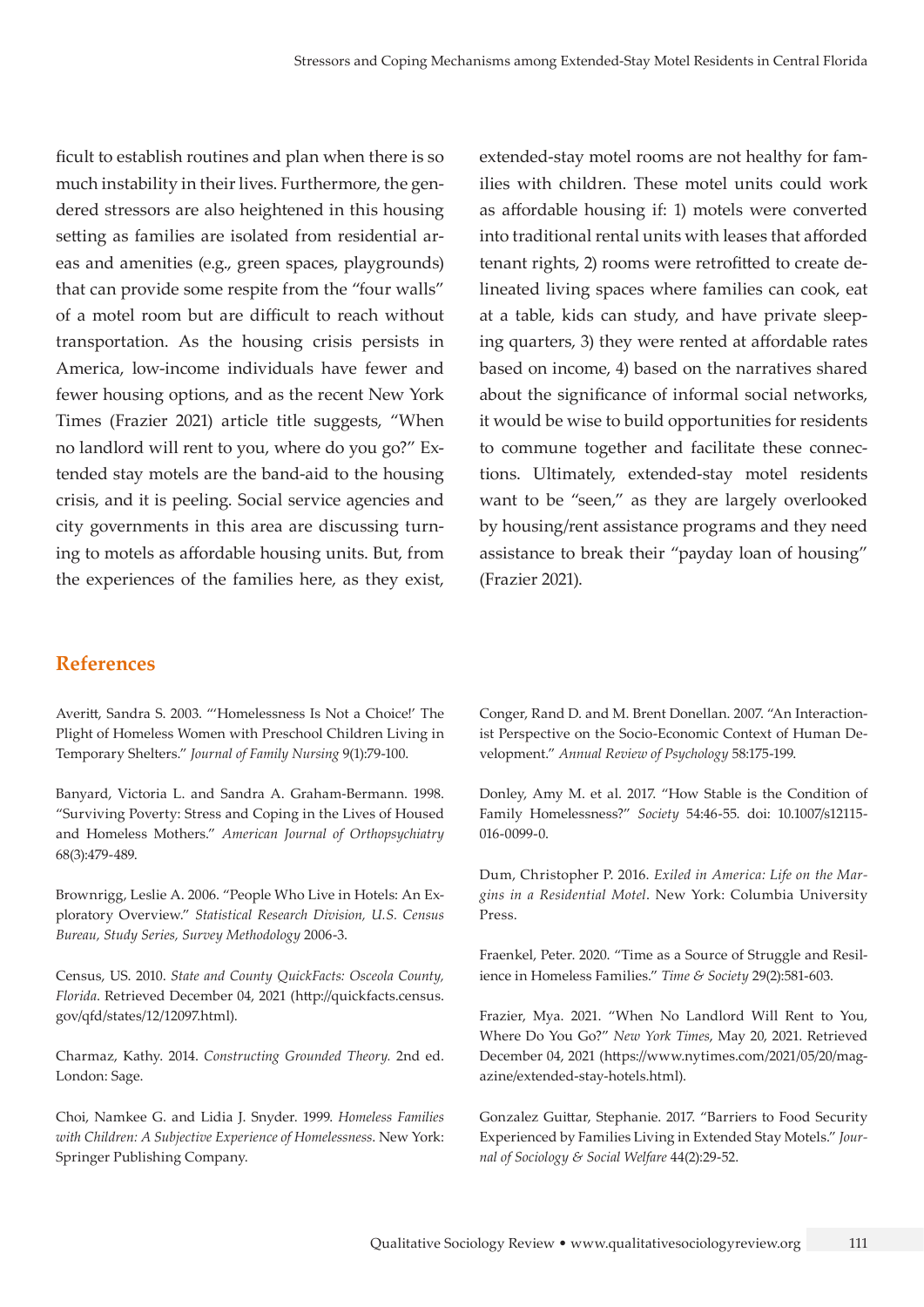ficult to establish routines and plan when there is so much instability in their lives. Furthermore, the gendered stressors are also heightened in this housing setting as families are isolated from residential areas and amenities (e.g., green spaces, playgrounds) that can provide some respite from the "four walls" of a motel room but are difficult to reach without transportation. As the housing crisis persists in America, low-income individuals have fewer and fewer housing options, and as the recent New York Times (Frazier 2021) article title suggests, "When no landlord will rent to you, where do you go?" Extended stay motels are the band-aid to the housing crisis, and it is peeling. Social service agencies and city governments in this area are discussing turning to motels as affordable housing units. But, from the experiences of the families here, as they exist, extended-stay motel rooms are not healthy for families with children. These motel units could work as affordable housing if: 1) motels were converted into traditional rental units with leases that afforded tenant rights, 2) rooms were retrofitted to create delineated living spaces where families can cook, eat at a table, kids can study, and have private sleeping quarters, 3) they were rented at affordable rates based on income, 4) based on the narratives shared about the significance of informal social networks, it would be wise to build opportunities for residents to commune together and facilitate these connections. Ultimately, extended-stay motel residents want to be "seen," as they are largely overlooked by housing/rent assistance programs and they need assistance to break their "payday loan of housing" (Frazier 2021).

## References

Averitt, Sandra S. 2003. "'Homelessness Is Not a Choice!' The Plight of Homeless Women with Preschool Children Living in Temporary Shelters." *Journal of Family Nursing* 9(1):79-100.

Banyard, Victoria L. and Sandra A. Graham-Bermann. 1998. "Surviving Poverty: Stress and Coping in the Lives of Housed and Homeless Mothers." *American Journal of Orthopsychiatry* 68(3):479-489.

Brownrigg, Leslie A. 2006. "People Who Live in Hotels: An Exploratory Overview." *Statistical Research Division, U.S. Census Bureau, Study Series, Survey Methodology* 2006-3.

Census, US. 2010. *State and County QuickFacts: Osceola County, Florida*. Retrieved December 04, 2021 (http://quickfacts.census.gov/qfd/states/12/12097.html).

Charmaz, Kathy. 2014. *Constructing Grounded Theory.* 2nd ed. London: Sage.

Choi, Namkee G. and Lidia J. Snyder. 1999. *Homeless Families with Children: A Subjective Experience of Homelessness.* New York: Springer Publishing Company.

Conger, Rand D. and M. Brent Donellan. 2007. "An Interactionist Perspective on the Socio-Economic Context of Human Development." *Annual Review of Psychology* 58:175-199.

Donley, Amy M. et al. 2017. "How Stable is the Condition of Family Homelessness?" *Society* 54:46-55. doi: 10.1007/s12115-016-0099-0.

Dum, Christopher P. 2016. *Exiled in America: Life on the Margins in a Residential Motel*. New York: Columbia University Press.

Fraenkel, Peter. 2020. "Time as a Source of Struggle and Resilience in Homeless Families." *Time & Society* 29(2):581-603.

Frazier, Mya. 2021. "When No Landlord Will Rent to You, Where Do You Go?" *New York Times*, May 20, 2021. Retrieved December 04, 2021 (https://www.nytimes.com/2021/05/20/magazine/extended-stay-hotels.html).

Gonzalez Guittar, Stephanie. 2017. "Barriers to Food Security Experienced by Families Living in Extended Stay Motels." *Journal of Sociology & Social Welfare* 44(2):29-52.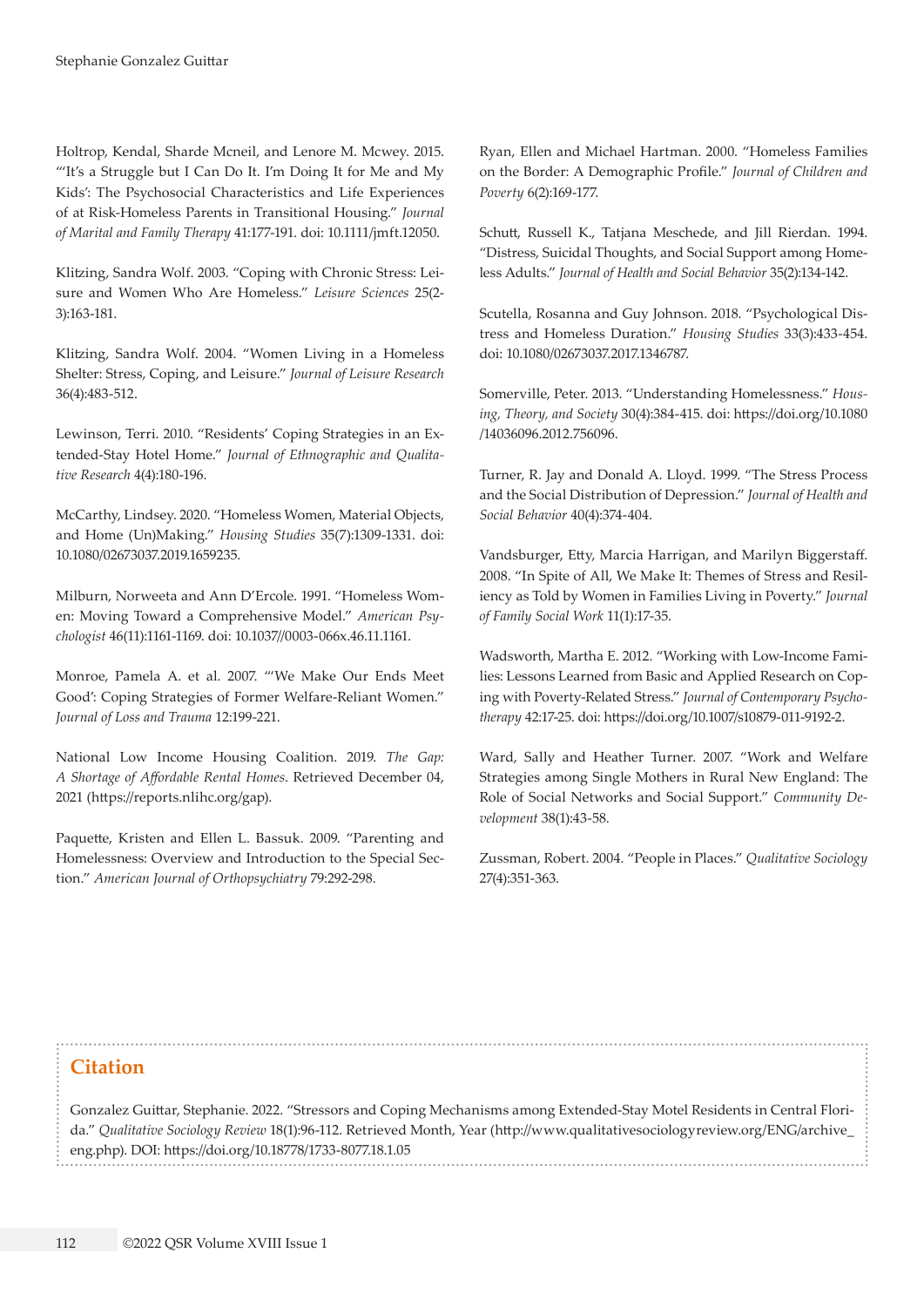Holtrop, Kendal, Sharde Mcneil, and Lenore M. Mcwey. 2015. "'It's a Struggle but I Can Do It. I'm Doing It for Me and My Kids': The Psychosocial Characteristics and Life Experiences of at Risk-Homeless Parents in Transitional Housing." *Journal of Marital and Family Therapy* 41:177-191. doi: 10.1111/jmft.12050.

Klitzing, Sandra Wolf. 2003. "Coping with Chronic Stress: Leisure and Women Who Are Homeless." *Leisure Sciences* 25(2-3):163-181.

Klitzing, Sandra Wolf. 2004. "Women Living in a Homeless Shelter: Stress, Coping, and Leisure." *Journal of Leisure Research* 36(4):483-512.

Lewinson, Terri. 2010. "Residents' Coping Strategies in an Extended-Stay Hotel Home." *Journal of Ethnographic and Qualitative Research* 4(4):180-196.

McCarthy, Lindsey. 2020. "Homeless Women, Material Objects, and Home (Un)Making." *Housing Studies* 35(7):1309-1331. doi: 10.1080/02673037.2019.1659235.

Milburn, Norweeta and Ann D'Ercole. 1991. "Homeless Women: Moving Toward a Comprehensive Model." *American Psychologist* 46(11):1161-1169. doi: 10.1037//0003-066x.46.11.1161.

Monroe, Pamela A. et al. 2007. "'We Make Our Ends Meet Good': Coping Strategies of Former Welfare-Reliant Women." *Journal of Loss and Trauma* 12:199-221.

National Low Income Housing Coalition. 2019. *The Gap: A Shortage of Affordable Rental Homes*. Retrieved December 04, 2021 (https://reports.nlihc.org/gap).

Paquette, Kristen and Ellen L. Bassuk. 2009. "Parenting and Homelessness: Overview and Introduction to the Special Section." *American Journal of Orthopsychiatry* 79:292-298.

Ryan, Ellen and Michael Hartman. 2000. "Homeless Families on the Border: A Demographic Profile." *Journal of Children and Poverty* 6(2):169-177.

Schutt, Russell K., Tatjana Meschede, and Jill Rierdan. 1994. "Distress, Suicidal Thoughts, and Social Support among Homeless Adults." *Journal of Health and Social Behavior* 35(2):134-142.

Scutella, Rosanna and Guy Johnson. 2018. "Psychological Distress and Homeless Duration." *Housing Studies* 33(3):433-454. doi: 10.1080/02673037.2017.1346787.

Somerville, Peter. 2013. "Understanding Homelessness." *Housing, Theory, and Society* 30(4):384-415. doi: https://doi.org/10.1080/14036096.2012.756096.

Turner, R. Jay and Donald A. Lloyd. 1999. "The Stress Process and the Social Distribution of Depression." *Journal of Health and Social Behavior* 40(4):374-404.

Vandsburger, Etty, Marcia Harrigan, and Marilyn Biggerstaff. 2008. "In Spite of All, We Make It: Themes of Stress and Resiliency as Told by Women in Families Living in Poverty." *Journal of Family Social Work* 11(1):17-35.

Wadsworth, Martha E. 2012. "Working with Low-Income Families: Lessons Learned from Basic and Applied Research on Coping with Poverty-Related Stress." *Journal of Contemporary Psychotherapy* 42:17-25. doi: https://doi.org/10.1007/s10879-011-9192-2.

Ward, Sally and Heather Turner. 2007. "Work and Welfare Strategies among Single Mothers in Rural New England: The Role of Social Networks and Social Support." *Community Development* 38(1):43-58.

Zussman, Robert. 2004. "People in Places." *Qualitative Sociology* 27(4):351-363.

## Citation

Gonzalez Guittar, Stephanie. 2022. "Stressors and Coping Mechanisms among Extended-Stay Motel Residents in Central Florida." *Qualitative Sociology Review* 18(1):96-112. Retrieved Month, Year (http://www.qualitativesociologyreview.org/ENG/archive_eng.php). DOI: https://doi.org/10.18778/1733-8077.18.1.05